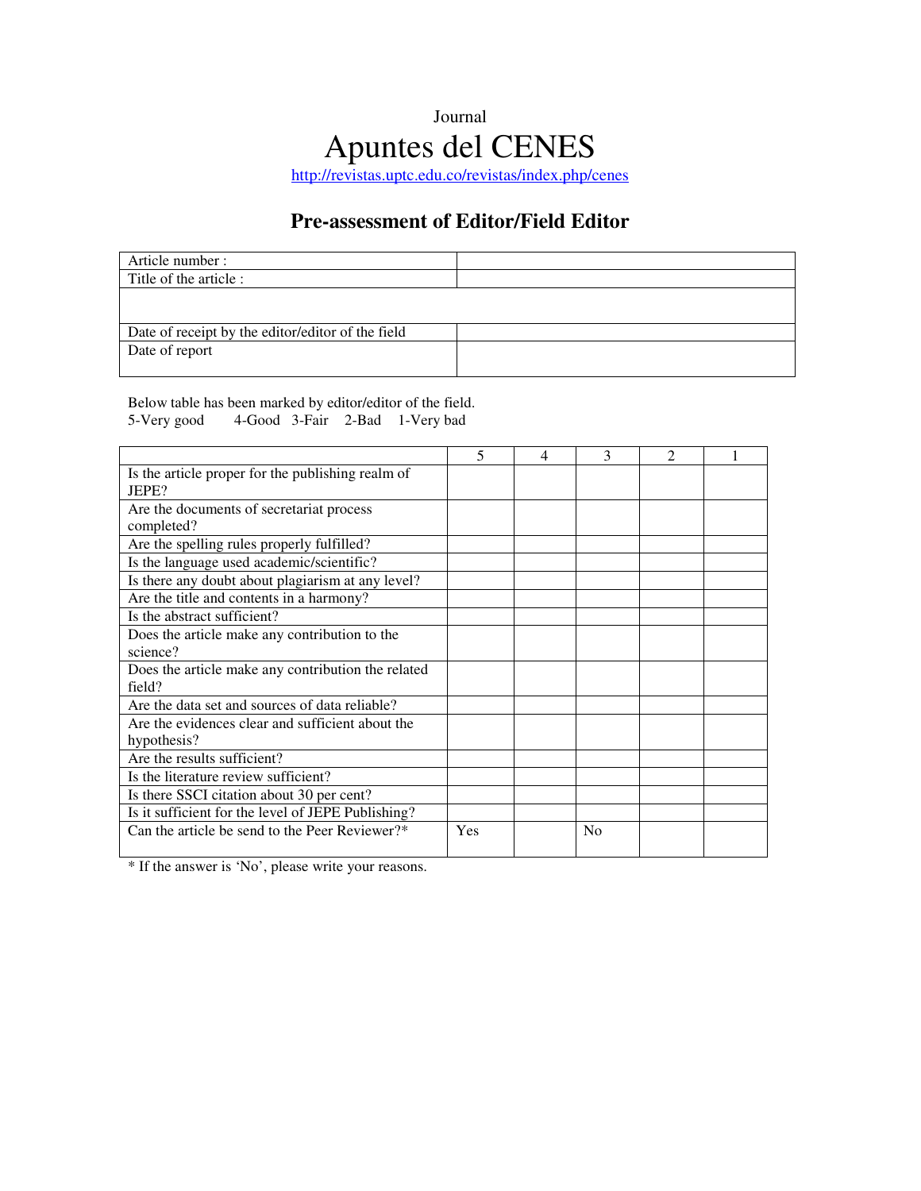Journal

# Apuntes del CENES

http://revistas.uptc.edu.co/revistas/index.php/cenes

## Pre-assessment of Editor/Field Editor

| Article number : | |
|---|---|
| Title of the article : | |
| | |
| Date of receipt by the editor/editor of the field | |
| Date of report | |

Below table has been marked by editor/editor of the field.
5-Very good 4-Good 3-Fair 2-Bad 1-Very bad

| | 5 | 4 | 3 | 2 | 1 |
|---|---|---|---|---|---|
| Is the article proper for the publishing realm of JEPE? | | | | | |
| Are the documents of secretariat process completed? | | | | | |
| Are the spelling rules properly fulfilled? | | | | | |
| Is the language used academic/scientific? | | | | | |
| Is there any doubt about plagiarism at any level? | | | | | |
| Are the title and contents in a harmony? | | | | | |
| Is the abstract sufficient? | | | | | |
| Does the article make any contribution to the science? | | | | | |
| Does the article make any contribution the related field? | | | | | |
| Are the data set and sources of data reliable? | | | | | |
| Are the evidences clear and sufficient about the hypothesis? | | | | | |
| Are the results sufficient? | | | | | |
| Is the literature review sufficient? | | | | | |
| Is there SSCI citation about 30 per cent? | | | | | |
| Is it sufficient for the level of JEPE Publishing? | | | | | |
| Can the article be send to the Peer Reviewer?* | Yes | | No | | |

* If the answer is 'No', please write your reasons.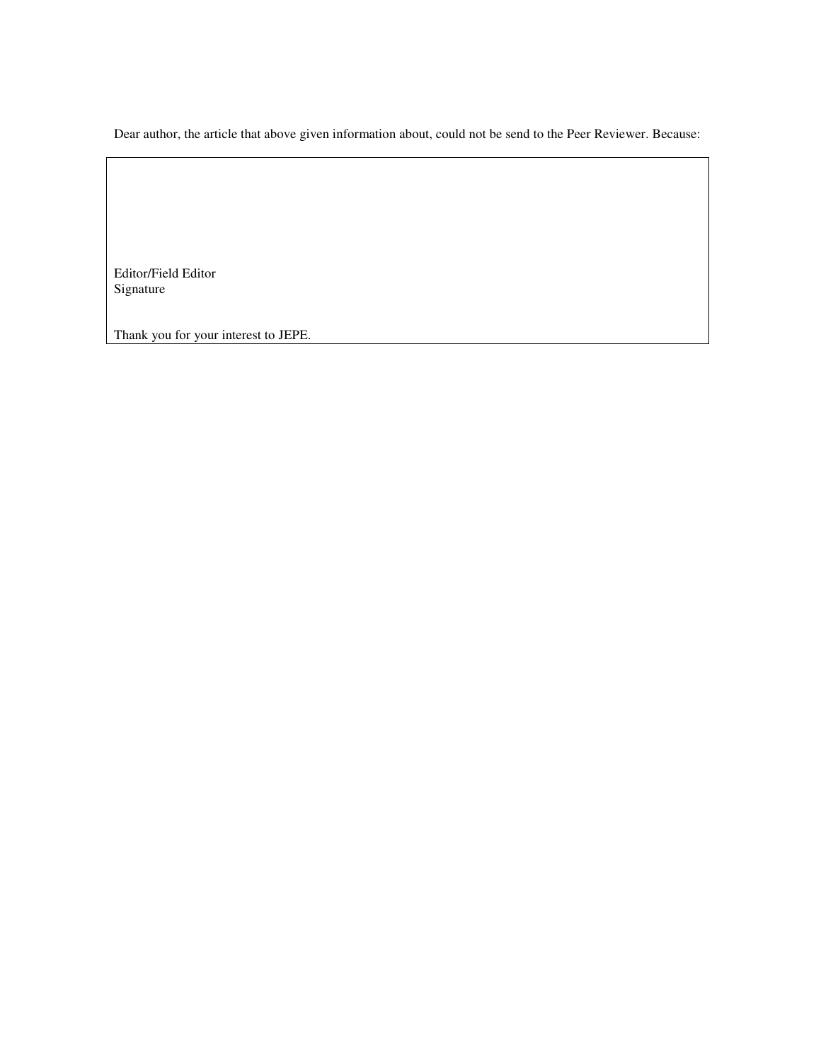Dear author, the article that above given information about, could not be send to the Peer Reviewer. Because:

Editor/Field Editor
Signature

Thank you for your interest to JEPE.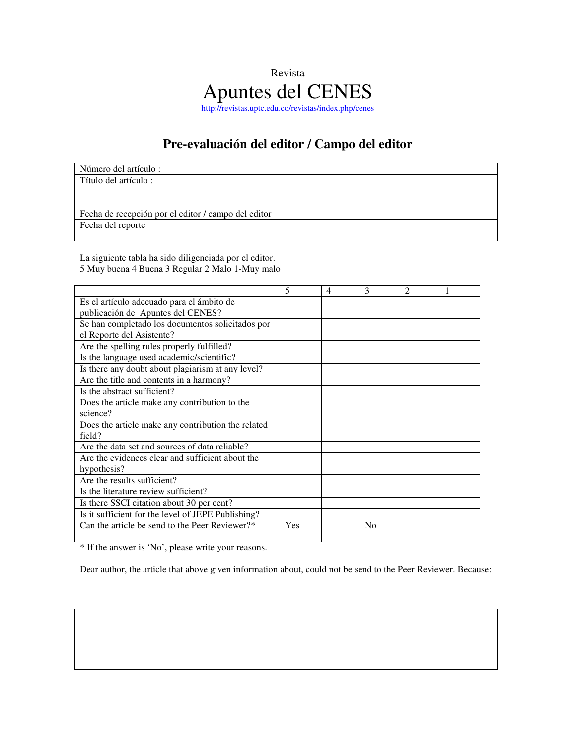Revista

# Apuntes del CENES

http://revistas.uptc.edu.co/revistas/index.php/cenes

## Pre-evaluación del editor / Campo del editor

| Número del artículo : | |
|---|---|
| Título del artículo : | |
| | |
| Fecha de recepción por el editor / campo del editor | |
| Fecha del reporte | |

La siguiente tabla ha sido diligenciada por el editor.
5 Muy buena 4 Buena 3 Regular 2 Malo 1-Muy malo

| | 5 | 4 | 3 | 2 | 1 |
|---|---|---|---|---|---|
| Es el artículo adecuado para el ámbito de publicación de Apuntes del CENES? | | | | | |
| Se han completado los documentos solicitados por el Reporte del Asistente? | | | | | |
| Are the spelling rules properly fulfilled? | | | | | |
| Is the language used academic/scientific? | | | | | |
| Is there any doubt about plagiarism at any level? | | | | | |
| Are the title and contents in a harmony? | | | | | |
| Is the abstract sufficient? | | | | | |
| Does the article make any contribution to the science? | | | | | |
| Does the article make any contribution the related field? | | | | | |
| Are the data set and sources of data reliable? | | | | | |
| Are the evidences clear and sufficient about the hypothesis? | | | | | |
| Are the results sufficient? | | | | | |
| Is the literature review sufficient? | | | | | |
| Is there SSCI citation about 30 per cent? | | | | | |
| Is it sufficient for the level of JEPE Publishing? | | | | | |
| Can the article be send to the Peer Reviewer?* | Yes | | No | | |

\* If the answer is 'No', please write your reasons.

Dear author, the article that above given information about, could not be send to the Peer Reviewer. Because:

| |
|---|
| |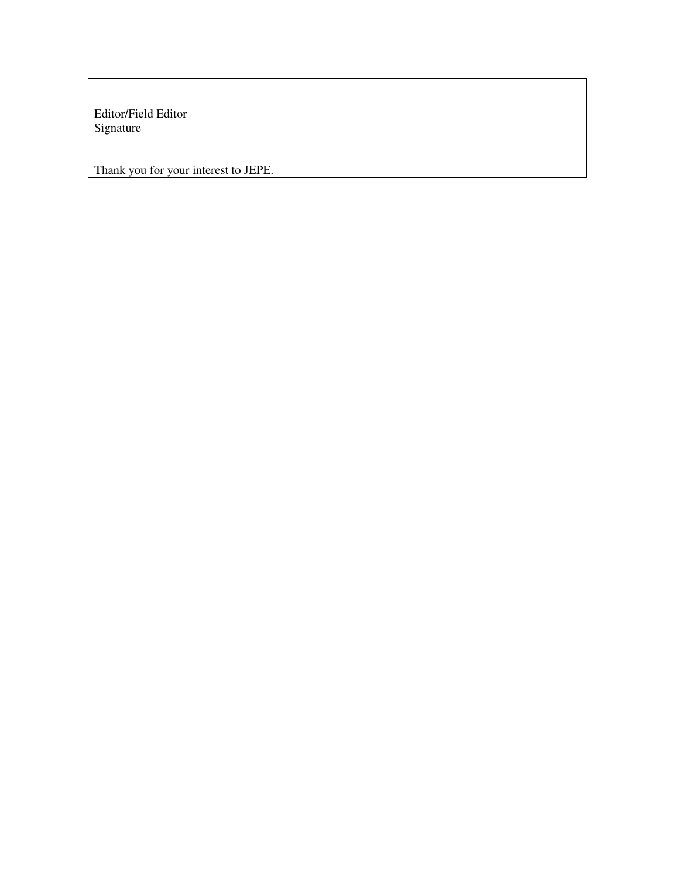Editor/Field Editor
Signature

Thank you for your interest to JEPE.